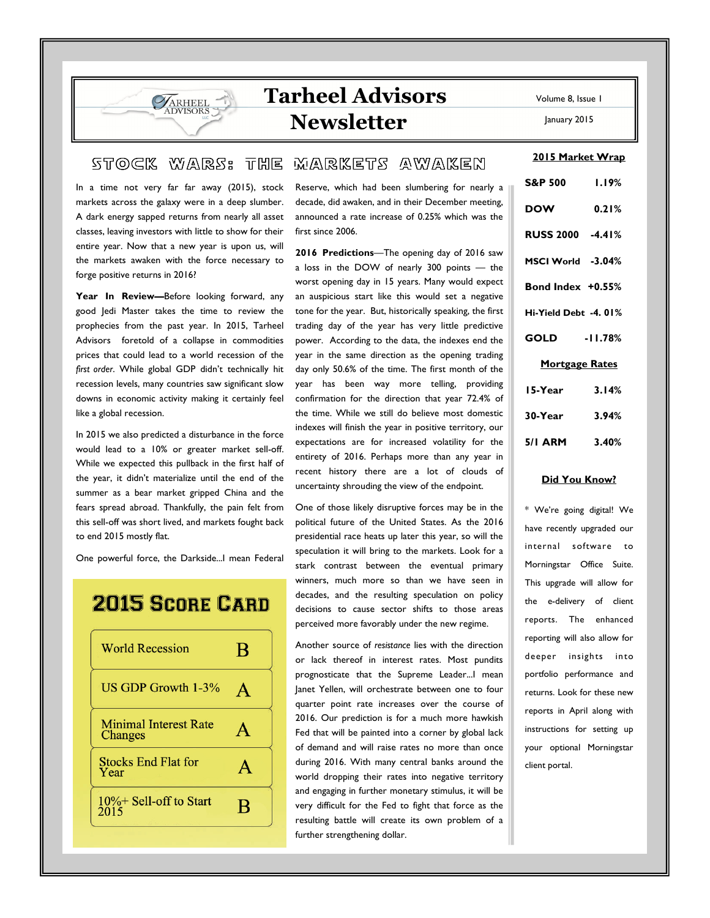# Tarheel Advisors Newsletter

Volume 8, Issue 1

January 2015

## Stock Wars: The Markets Awaken

In a time not very far far away (2015), stock markets across the galaxy were in a deep slumber. A dark energy sapped returns from nearly all asset classes, leaving investors with little to show for their entire year. Now that a new year is upon us, will the markets awaken with the force necessary to forge positive returns in 2016?

**Year In Review—**Before looking forward, any good Jedi Master takes the time to review the prophecies from the past year. In 2015, Tarheel Advisors foretold of a collapse in commodities prices that could lead to a world recession of the *first order*. While global GDP didn't technically hit recession levels, many countries saw significant slow downs in economic activity making it certainly feel like a global recession.

In 2015 we also predicted a disturbance in the force would lead to a 10% or greater market sell-off. While we expected this pullback in the first half of the year, it didn't materialize until the end of the summer as a bear market gripped China and the fears spread abroad. Thankfully, the pain felt from this sell-off was short lived, and markets fought back to end 2015 mostly flat.

One powerful force, the Darkside...I mean Federal Reserve, which had been slumbering for nearly a decade, did awaken, and in their December meeting, announced a rate increase of 0.25% which was the first since 2006.

**2016 Predictions**—The opening day of 2016 saw a loss in the DOW of nearly 300 points — the worst opening day in 15 years. Many would expect an auspicious start like this would set a negative tone for the year. But, historically speaking, the first trading day of the year has very little predictive power. According to the data, the indexes end the year in the same direction as the opening trading day only 50.6% of the time. The first month of the year has been way more telling, providing confirmation for the direction that year 72.4% of the time. While we still do believe most domestic indexes will finish the year in positive territory, our expectations are for increased volatility for the entirety of 2016. Perhaps more than any year in recent history there are a lot of clouds of uncertainty shrouding the view of the endpoint.

One of those likely disruptive forces may be in the political future of the United States. As the 2016 presidential race heats up later this year, so will the speculation it will bring to the markets. Look for a stark contrast between the eventual primary winners, much more so than we have seen in decades, and the resulting speculation on policy decisions to cause sector shifts to those areas perceived more favorably under the new regime.

Another source of *resistance* lies with the direction or lack thereof in interest rates. Most pundits prognosticate that the Supreme Leader...I mean Janet Yellen, will orchestrate between one to four quarter point rate increases over the course of 2016. Our prediction is for a much more hawkish Fed that will be painted into a corner by global lack of demand and will raise rates no more than once during 2016. With many central banks around the world dropping their rates into negative territory and engaging in further monetary stimulus, it will be very difficult for the Fed to fight that force as the resulting battle will create its own problem of a further strengthening dollar.

### 2015 Score Card

| | |
|---|---|
| World Recession | B |
| US GDP Growth 1-3% | A |
| Minimal Interest Rate Changes | A |
| Stocks End Flat for Year | A |
| 10%+ Sell-off to Start 2015 | B |

### 2015 Market Wrap

| | |
|---|---|
| **S&P 500** | **1.19%** |
| **DOW** | **0.21%** |
| **RUSS 2000** | **-4.41%** |
| **MSCI World** | **-3.04%** |
| **Bond Index** | **+0.55%** |
| **Hi-Yield Debt** | **-4. 01%** |
| **GOLD** | **-11.78%** |

### Mortgage Rates

| | |
|---|---|
| **15-Year** | **3.14%** |
| **30-Year** | **3.94%** |
| **5/1 ARM** | **3.40%** |

### Did You Know?

* We're going digital! We have recently upgraded our internal software to Morningstar Office Suite. This upgrade will allow for the e-delivery of client reports. The enhanced reporting will also allow for deeper insights into portfolio performance and returns. Look for these new reports in April along with instructions for setting up your optional Morningstar client portal.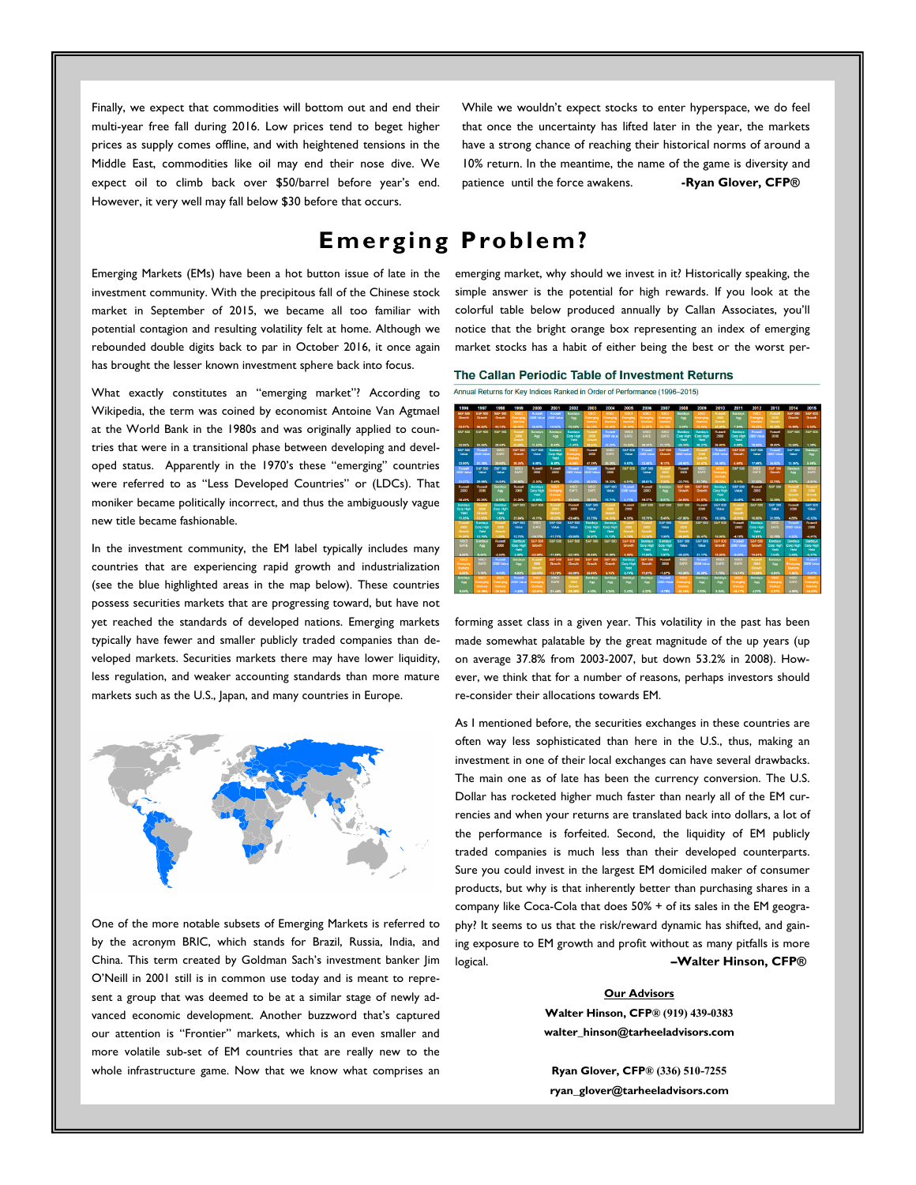Finally, we expect that commodities will bottom out and end their multi-year free fall during 2016. Low prices tend to beget higher prices as supply comes offline, and with heightened tensions in the Middle East, commodities like oil may end their nose dive. We expect oil to climb back over $50/barrel before year's end. However, it very well may fall below $30 before that occurs.

While we wouldn't expect stocks to enter hyperspace, we do feel that once the uncertainty has lifted later in the year, the markets have a strong chance of reaching their historical norms of around a 10% return. In the meantime, the name of the game is diversity and patience until the force awakens. **-Ryan Glover, CFP®**

# Emerging Problem?

Emerging Markets (EMs) have been a hot button issue of late in the investment community. With the precipitous fall of the Chinese stock market in September of 2015, we became all too familiar with potential contagion and resulting volatility felt at home. Although we rebounded double digits back to par in October 2016, it once again has brought the lesser known investment sphere back into focus.

What exactly constitutes an "emerging market"? According to Wikipedia, the term was coined by economist Antoine Van Agtmael at the World Bank in the 1980s and was originally applied to countries that were in a transitional phase between developing and developed status. Apparently in the 1970's these "emerging" countries were referred to as "Less Developed Countries" or (LDCs). That moniker became politically incorrect, and thus the ambiguously vague new title became fashionable.

In the investment community, the EM label typically includes many countries that are experiencing rapid growth and industrialization (see the blue highlighted areas in the map below). These countries possess securities markets that are progressing toward, but have not yet reached the standards of developed nations. Emerging markets typically have fewer and smaller publicly traded companies than developed markets. Securities markets there may have lower liquidity, less regulation, and weaker accounting standards than more mature markets such as the U.S., Japan, and many countries in Europe.

One of the more notable subsets of Emerging Markets is referred to by the acronym BRIC, which stands for Brazil, Russia, India, and China. This term created by Goldman Sach's investment banker Jim O'Neill in 2001 still is in common use today and is meant to represent a group that was deemed to be at a similar stage of newly advanced economic development. Another buzzword that's captured our attention is "Frontier" markets, which is an even smaller and more volatile sub-set of EM countries that are really new to the whole infrastructure game. Now that we know what comprises an emerging market, why should we invest in it? Historically speaking, the simple answer is the potential for high rewards. If you look at the colorful table below produced annually by Callan Associates, you'll notice that the bright orange box representing an index of emerging market stocks has a habit of either being the best or the worst performing asset class in a given year. This volatility in the past has been made somewhat palatable by the great magnitude of the up years (up on average 37.8% from 2003-2007, but down 53.2% in 2008). However, we think that for a number of reasons, perhaps investors should re-consider their allocations towards EM.

**The Callan Periodic Table of Investment Returns**

Annual Returns for Key Indices Ranked in Order of Performance (1996–2015)

As I mentioned before, the securities exchanges in these countries are often way less sophisticated than here in the U.S., thus, making an investment in one of their local exchanges can have several drawbacks. The main one as of late has been the currency conversion. The U.S. Dollar has rocketed higher much faster than nearly all of the EM currencies and when your returns are translated back into dollars, a lot of the performance is forfeited. Second, the liquidity of EM publicly traded companies is much less than their developed counterparts. Sure you could invest in the largest EM domiciled maker of consumer products, but why is that inherently better than purchasing shares in a company like Coca-Cola that does 50% + of its sales in the EM geography? It seems to us that the risk/reward dynamic has shifted, and gaining exposure to EM growth and profit without as many pitfalls is more logical. **–Walter Hinson, CFP®**

**Our Advisors**

**Walter Hinson, CFP® (919) 439-0383**
**walter_hinson@tarheeladvisors.com**

**Ryan Glover, CFP® (336) 510-7255**
**ryan_glover@tarheeladvisors.com**